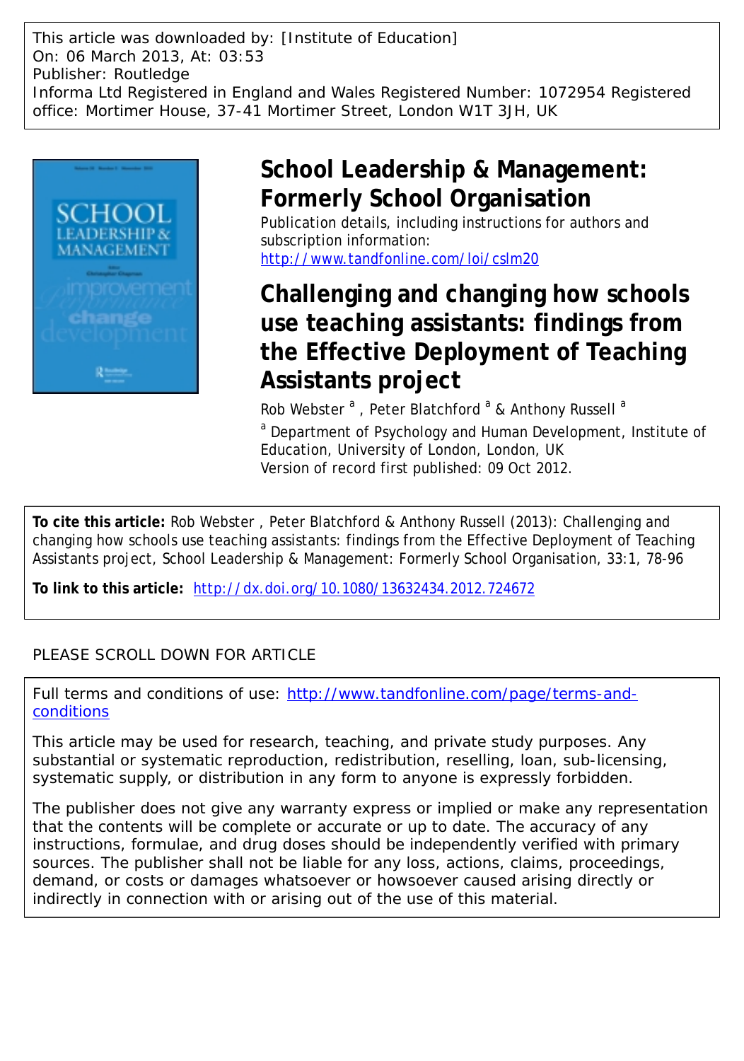This article was downloaded by: [Institute of Education]
On: 06 March 2013, At: 03:53
Publisher: Routledge
Informa Ltd Registered in England and Wales Registered Number: 1072954 Registered office: Mortimer House, 37-41 Mortimer Street, London W1T 3JH, UK

# School Leadership & Management: Formerly School Organisation

Publication details, including instructions for authors and subscription information:
http://www.tandfonline.com/loi/cslm20

# Challenging and changing how schools use teaching assistants: findings from the Effective Deployment of Teaching Assistants project

Rob Webster [a] , Peter Blatchford [a] & Anthony Russell [a]

[a] Department of Psychology and Human Development, Institute of Education, University of London, London, UK

Version of record first published: 09 Oct 2012.

**To cite this article:** Rob Webster , Peter Blatchford & Anthony Russell (2013): Challenging and changing how schools use teaching assistants: findings from the Effective Deployment of Teaching Assistants project, School Leadership & Management: Formerly School Organisation, 33:1, 78-96

**To link to this article:** http://dx.doi.org/10.1080/13632434.2012.724672

PLEASE SCROLL DOWN FOR ARTICLE

Full terms and conditions of use: http://www.tandfonline.com/page/terms-and-conditions

This article may be used for research, teaching, and private study purposes. Any substantial or systematic reproduction, redistribution, reselling, loan, sub-licensing, systematic supply, or distribution in any form to anyone is expressly forbidden.

The publisher does not give any warranty express or implied or make any representation that the contents will be complete or accurate or up to date. The accuracy of any instructions, formulae, and drug doses should be independently verified with primary sources. The publisher shall not be liable for any loss, actions, claims, proceedings, demand, or costs or damages whatsoever or howsoever caused arising directly or indirectly in connection with or arising out of the use of this material.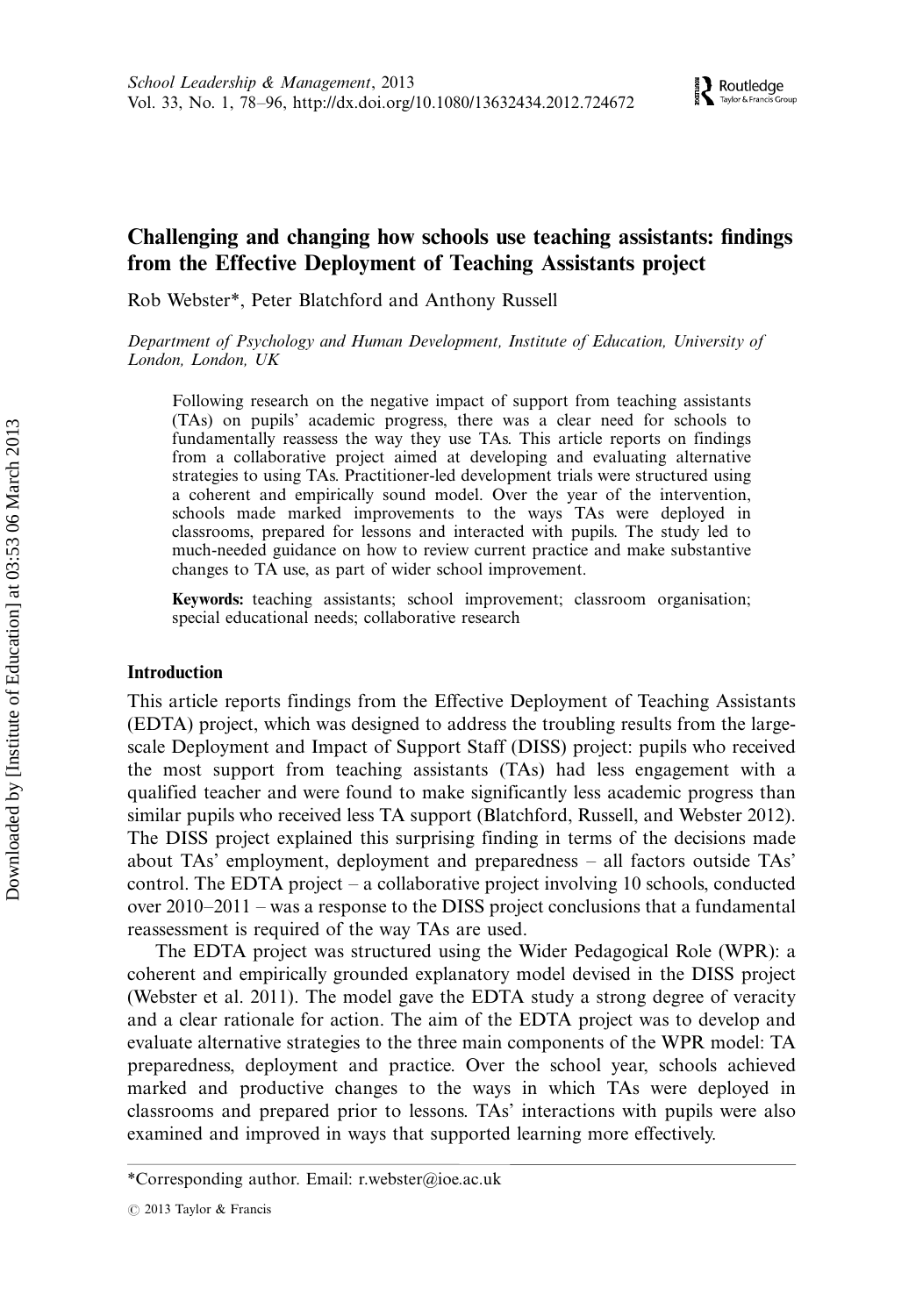# Challenging and changing how schools use teaching assistants: findings from the Effective Deployment of Teaching Assistants project

Rob Webster*, Peter Blatchford and Anthony Russell

*Department of Psychology and Human Development, Institute of Education, University of London, London, UK*

Following research on the negative impact of support from teaching assistants (TAs) on pupils' academic progress, there was a clear need for schools to fundamentally reassess the way they use TAs. This article reports on findings from a collaborative project aimed at developing and evaluating alternative strategies to using TAs. Practitioner-led development trials were structured using a coherent and empirically sound model. Over the year of the intervention, schools made marked improvements to the ways TAs were deployed in classrooms, prepared for lessons and interacted with pupils. The study led to much-needed guidance on how to review current practice and make substantive changes to TA use, as part of wider school improvement.

**Keywords:** teaching assistants; school improvement; classroom organisation; special educational needs; collaborative research

## Introduction

This article reports findings from the Effective Deployment of Teaching Assistants (EDTA) project, which was designed to address the troubling results from the large-scale Deployment and Impact of Support Staff (DISS) project: pupils who received the most support from teaching assistants (TAs) had less engagement with a qualified teacher and were found to make significantly less academic progress than similar pupils who received less TA support (Blatchford, Russell, and Webster 2012). The DISS project explained this surprising finding in terms of the decisions made about TAs' employment, deployment and preparedness – all factors outside TAs' control. The EDTA project – a collaborative project involving 10 schools, conducted over 2010–2011 – was a response to the DISS project conclusions that a fundamental reassessment is required of the way TAs are used.

The EDTA project was structured using the Wider Pedagogical Role (WPR): a coherent and empirically grounded explanatory model devised in the DISS project (Webster et al. 2011). The model gave the EDTA study a strong degree of veracity and a clear rationale for action. The aim of the EDTA project was to develop and evaluate alternative strategies to the three main components of the WPR model: TA preparedness, deployment and practice. Over the school year, schools achieved marked and productive changes to the ways in which TAs were deployed in classrooms and prepared prior to lessons. TAs' interactions with pupils were also examined and improved in ways that supported learning more effectively.

*Corresponding author. Email: r.webster@ioe.ac.uk

© 2013 Taylor & Francis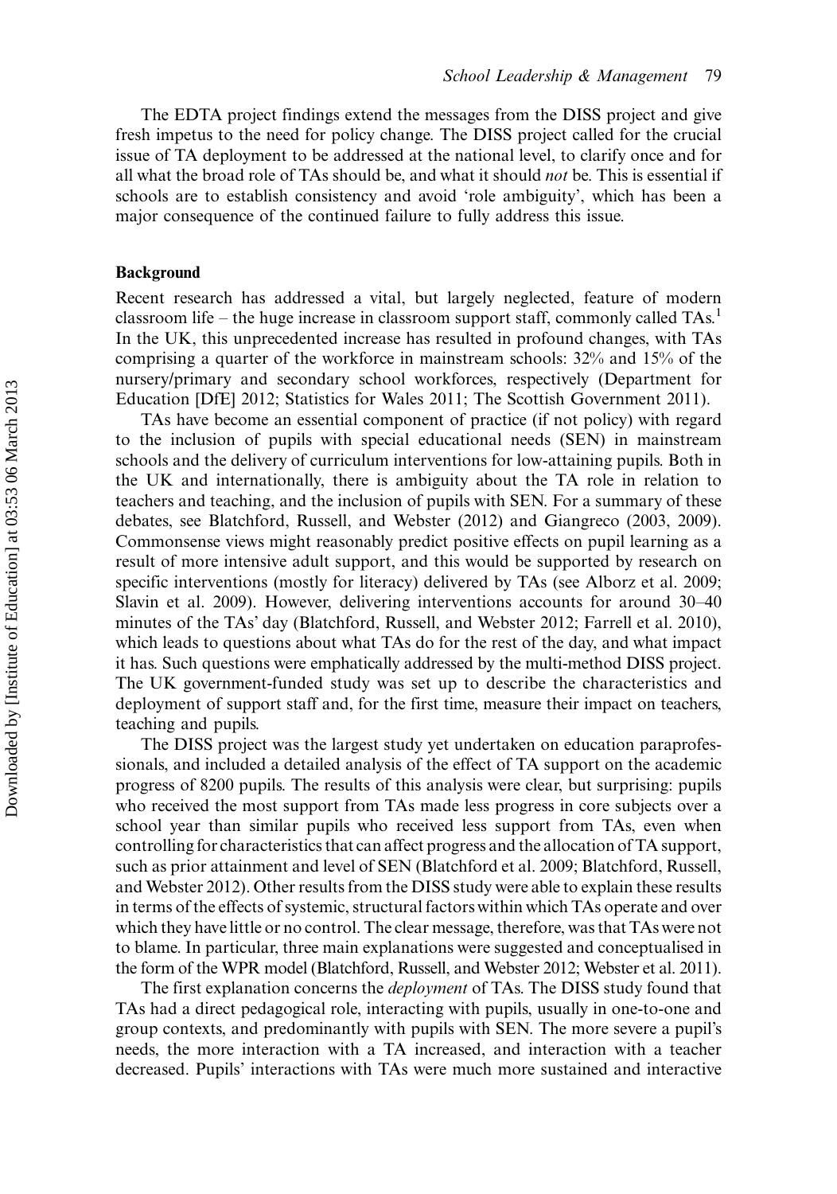The EDTA project findings extend the messages from the DISS project and give fresh impetus to the need for policy change. The DISS project called for the crucial issue of TA deployment to be addressed at the national level, to clarify once and for all what the broad role of TAs should be, and what it should *not* be. This is essential if schools are to establish consistency and avoid 'role ambiguity', which has been a major consequence of the continued failure to fully address this issue.

## Background

Recent research has addressed a vital, but largely neglected, feature of modern classroom life – the huge increase in classroom support staff, commonly called TAs.[1] In the UK, this unprecedented increase has resulted in profound changes, with TAs comprising a quarter of the workforce in mainstream schools: 32% and 15% of the nursery/primary and secondary school workforces, respectively (Department for Education [DfE] 2012; Statistics for Wales 2011; The Scottish Government 2011).

TAs have become an essential component of practice (if not policy) with regard to the inclusion of pupils with special educational needs (SEN) in mainstream schools and the delivery of curriculum interventions for low-attaining pupils. Both in the UK and internationally, there is ambiguity about the TA role in relation to teachers and teaching, and the inclusion of pupils with SEN. For a summary of these debates, see Blatchford, Russell, and Webster (2012) and Giangreco (2003, 2009). Commonsense views might reasonably predict positive effects on pupil learning as a result of more intensive adult support, and this would be supported by research on specific interventions (mostly for literacy) delivered by TAs (see Alborz et al. 2009; Slavin et al. 2009). However, delivering interventions accounts for around 30–40 minutes of the TAs' day (Blatchford, Russell, and Webster 2012; Farrell et al. 2010), which leads to questions about what TAs do for the rest of the day, and what impact it has. Such questions were emphatically addressed by the multi-method DISS project. The UK government-funded study was set up to describe the characteristics and deployment of support staff and, for the first time, measure their impact on teachers, teaching and pupils.

The DISS project was the largest study yet undertaken on education paraprofessionals, and included a detailed analysis of the effect of TA support on the academic progress of 8200 pupils. The results of this analysis were clear, but surprising: pupils who received the most support from TAs made less progress in core subjects over a school year than similar pupils who received less support from TAs, even when controlling for characteristics that can affect progress and the allocation of TA support, such as prior attainment and level of SEN (Blatchford et al. 2009; Blatchford, Russell, and Webster 2012). Other results from the DISS study were able to explain these results in terms of the effects of systemic, structural factors within which TAs operate and over which they have little or no control. The clear message, therefore, was that TAs were not to blame. In particular, three main explanations were suggested and conceptualised in the form of the WPR model (Blatchford, Russell, and Webster 2012; Webster et al. 2011).

The first explanation concerns the *deployment* of TAs. The DISS study found that TAs had a direct pedagogical role, interacting with pupils, usually in one-to-one and group contexts, and predominantly with pupils with SEN. The more severe a pupil's needs, the more interaction with a TA increased, and interaction with a teacher decreased. Pupils' interactions with TAs were much more sustained and interactive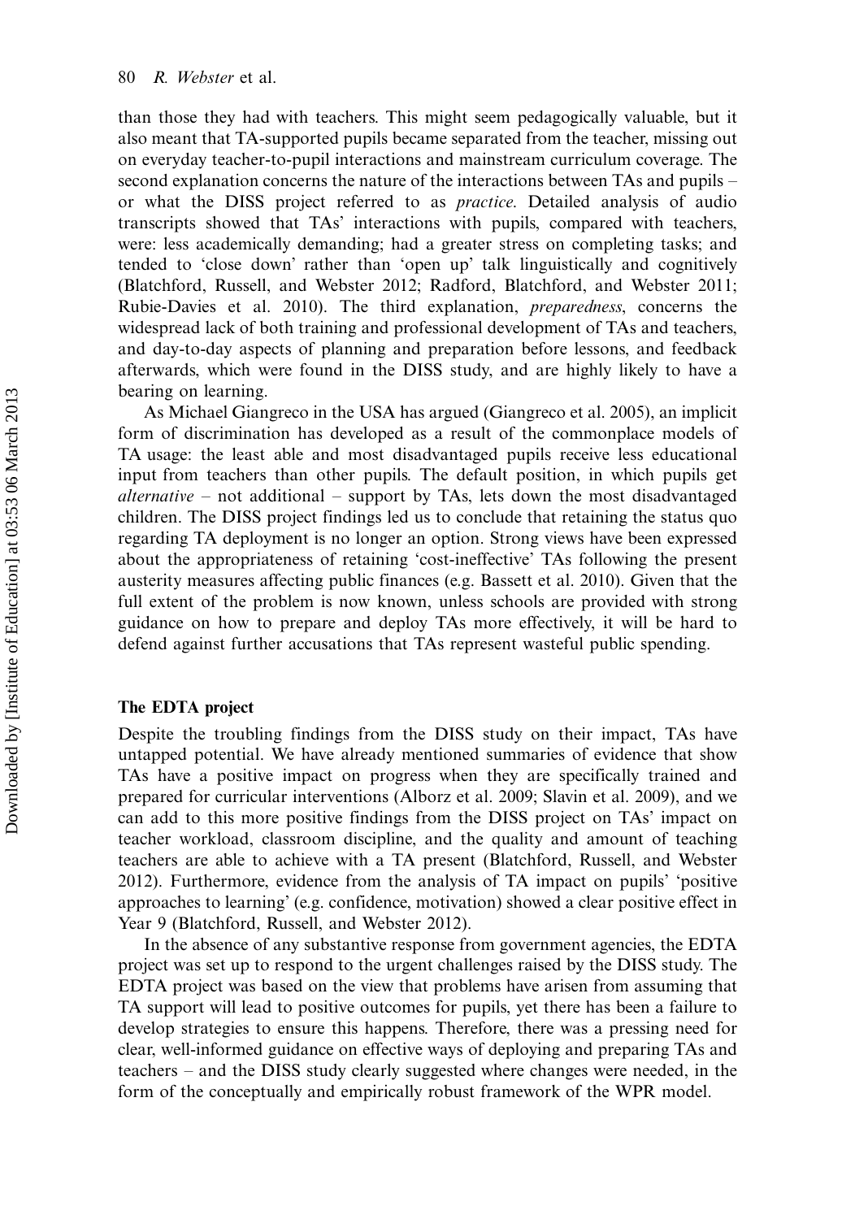than those they had with teachers. This might seem pedagogically valuable, but it also meant that TA-supported pupils became separated from the teacher, missing out on everyday teacher-to-pupil interactions and mainstream curriculum coverage. The second explanation concerns the nature of the interactions between TAs and pupils – or what the DISS project referred to as *practice*. Detailed analysis of audio transcripts showed that TAs' interactions with pupils, compared with teachers, were: less academically demanding; had a greater stress on completing tasks; and tended to 'close down' rather than 'open up' talk linguistically and cognitively (Blatchford, Russell, and Webster 2012; Radford, Blatchford, and Webster 2011; Rubie-Davies et al. 2010). The third explanation, *preparedness*, concerns the widespread lack of both training and professional development of TAs and teachers, and day-to-day aspects of planning and preparation before lessons, and feedback afterwards, which were found in the DISS study, and are highly likely to have a bearing on learning.

As Michael Giangreco in the USA has argued (Giangreco et al. 2005), an implicit form of discrimination has developed as a result of the commonplace models of TA usage: the least able and most disadvantaged pupils receive less educational input from teachers than other pupils. The default position, in which pupils get *alternative* – not additional – support by TAs, lets down the most disadvantaged children. The DISS project findings led us to conclude that retaining the status quo regarding TA deployment is no longer an option. Strong views have been expressed about the appropriateness of retaining 'cost-ineffective' TAs following the present austerity measures affecting public finances (e.g. Bassett et al. 2010). Given that the full extent of the problem is now known, unless schools are provided with strong guidance on how to prepare and deploy TAs more effectively, it will be hard to defend against further accusations that TAs represent wasteful public spending.

## The EDTA project

Despite the troubling findings from the DISS study on their impact, TAs have untapped potential. We have already mentioned summaries of evidence that show TAs have a positive impact on progress when they are specifically trained and prepared for curricular interventions (Alborz et al. 2009; Slavin et al. 2009), and we can add to this more positive findings from the DISS project on TAs' impact on teacher workload, classroom discipline, and the quality and amount of teaching teachers are able to achieve with a TA present (Blatchford, Russell, and Webster 2012). Furthermore, evidence from the analysis of TA impact on pupils' 'positive approaches to learning' (e.g. confidence, motivation) showed a clear positive effect in Year 9 (Blatchford, Russell, and Webster 2012).

In the absence of any substantive response from government agencies, the EDTA project was set up to respond to the urgent challenges raised by the DISS study. The EDTA project was based on the view that problems have arisen from assuming that TA support will lead to positive outcomes for pupils, yet there has been a failure to develop strategies to ensure this happens. Therefore, there was a pressing need for clear, well-informed guidance on effective ways of deploying and preparing TAs and teachers – and the DISS study clearly suggested where changes were needed, in the form of the conceptually and empirically robust framework of the WPR model.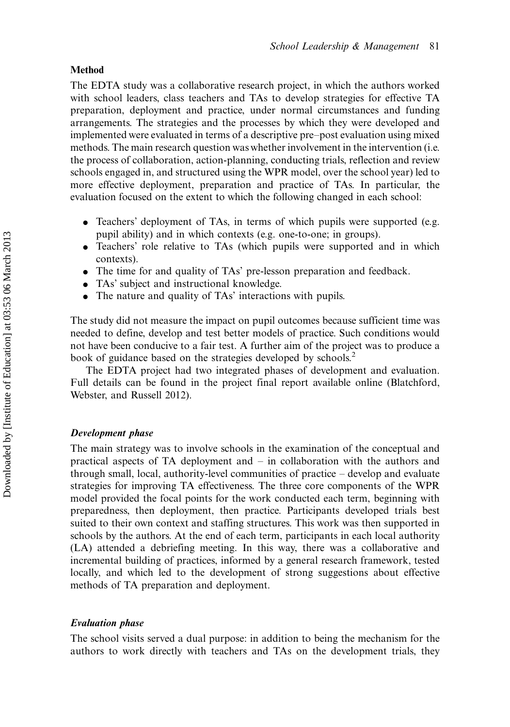## Method

The EDTA study was a collaborative research project, in which the authors worked with school leaders, class teachers and TAs to develop strategies for effective TA preparation, deployment and practice, under normal circumstances and funding arrangements. The strategies and the processes by which they were developed and implemented were evaluated in terms of a descriptive pre–post evaluation using mixed methods. The main research question was whether involvement in the intervention (i.e. the process of collaboration, action-planning, conducting trials, reflection and review schools engaged in, and structured using the WPR model, over the school year) led to more effective deployment, preparation and practice of TAs. In particular, the evaluation focused on the extent to which the following changed in each school:

- Teachers' deployment of TAs, in terms of which pupils were supported (e.g. pupil ability) and in which contexts (e.g. one-to-one; in groups).
- Teachers' role relative to TAs (which pupils were supported and in which contexts).
- The time for and quality of TAs' pre-lesson preparation and feedback.
- TAs' subject and instructional knowledge.
- The nature and quality of TAs' interactions with pupils.

The study did not measure the impact on pupil outcomes because sufficient time was needed to define, develop and test better models of practice. Such conditions would not have been conducive to a fair test. A further aim of the project was to produce a book of guidance based on the strategies developed by schools.[2]

The EDTA project had two integrated phases of development and evaluation. Full details can be found in the project final report available online (Blatchford, Webster, and Russell 2012).

### *Development phase*

The main strategy was to involve schools in the examination of the conceptual and practical aspects of TA deployment and – in collaboration with the authors and through small, local, authority-level communities of practice – develop and evaluate strategies for improving TA effectiveness. The three core components of the WPR model provided the focal points for the work conducted each term, beginning with preparedness, then deployment, then practice. Participants developed trials best suited to their own context and staffing structures. This work was then supported in schools by the authors. At the end of each term, participants in each local authority (LA) attended a debriefing meeting. In this way, there was a collaborative and incremental building of practices, informed by a general research framework, tested locally, and which led to the development of strong suggestions about effective methods of TA preparation and deployment.

### *Evaluation phase*

The school visits served a dual purpose: in addition to being the mechanism for the authors to work directly with teachers and TAs on the development trials, they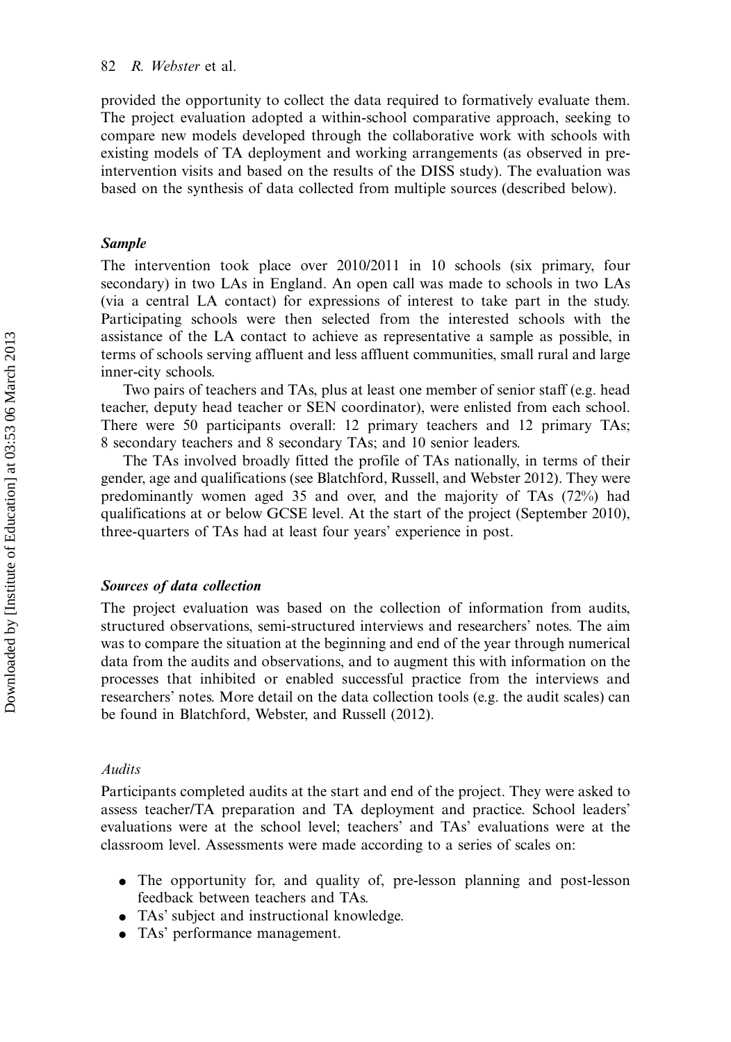provided the opportunity to collect the data required to formatively evaluate them. The project evaluation adopted a within-school comparative approach, seeking to compare new models developed through the collaborative work with schools with existing models of TA deployment and working arrangements (as observed in pre-intervention visits and based on the results of the DISS study). The evaluation was based on the synthesis of data collected from multiple sources (described below).

### *Sample*

The intervention took place over 2010/2011 in 10 schools (six primary, four secondary) in two LAs in England. An open call was made to schools in two LAs (via a central LA contact) for expressions of interest to take part in the study. Participating schools were then selected from the interested schools with the assistance of the LA contact to achieve as representative a sample as possible, in terms of schools serving affluent and less affluent communities, small rural and large inner-city schools.

Two pairs of teachers and TAs, plus at least one member of senior staff (e.g. head teacher, deputy head teacher or SEN coordinator), were enlisted from each school. There were 50 participants overall: 12 primary teachers and 12 primary TAs; 8 secondary teachers and 8 secondary TAs; and 10 senior leaders.

The TAs involved broadly fitted the profile of TAs nationally, in terms of their gender, age and qualifications (see Blatchford, Russell, and Webster 2012). They were predominantly women aged 35 and over, and the majority of TAs (72%) had qualifications at or below GCSE level. At the start of the project (September 2010), three-quarters of TAs had at least four years' experience in post.

### *Sources of data collection*

The project evaluation was based on the collection of information from audits, structured observations, semi-structured interviews and researchers' notes. The aim was to compare the situation at the beginning and end of the year through numerical data from the audits and observations, and to augment this with information on the processes that inhibited or enabled successful practice from the interviews and researchers' notes. More detail on the data collection tools (e.g. the audit scales) can be found in Blatchford, Webster, and Russell (2012).

#### *Audits*

Participants completed audits at the start and end of the project. They were asked to assess teacher/TA preparation and TA deployment and practice. School leaders' evaluations were at the school level; teachers' and TAs' evaluations were at the classroom level. Assessments were made according to a series of scales on:

- The opportunity for, and quality of, pre-lesson planning and post-lesson feedback between teachers and TAs.
- TAs' subject and instructional knowledge.
- TAs' performance management.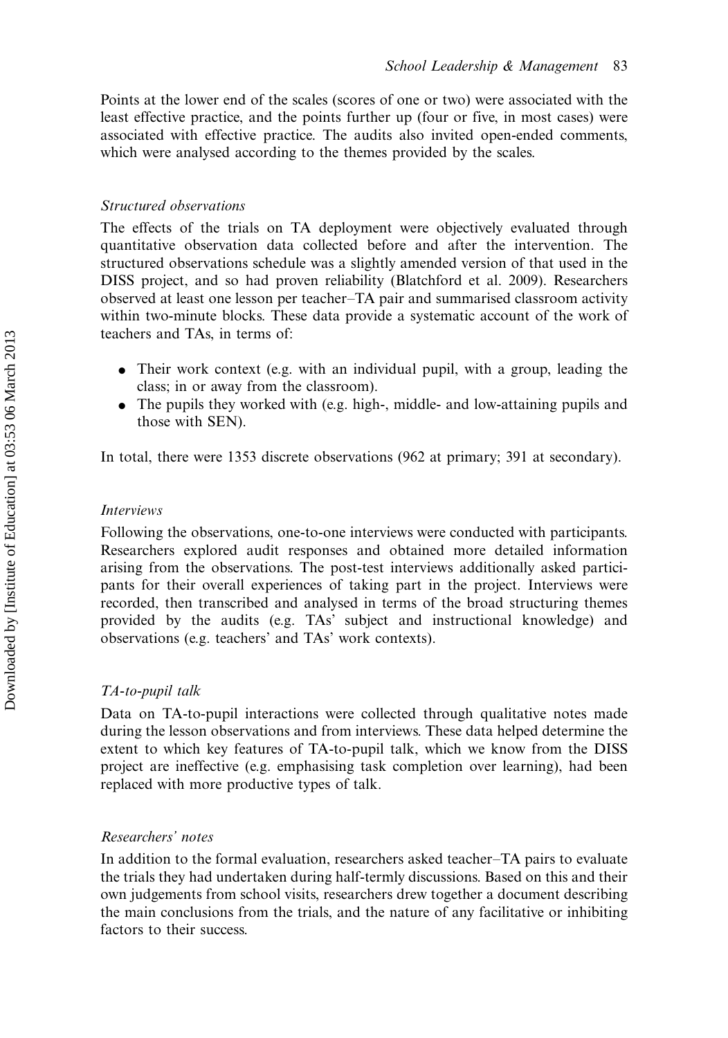Points at the lower end of the scales (scores of one or two) were associated with the least effective practice, and the points further up (four or five, in most cases) were associated with effective practice. The audits also invited open-ended comments, which were analysed according to the themes provided by the scales.

### *Structured observations*

The effects of the trials on TA deployment were objectively evaluated through quantitative observation data collected before and after the intervention. The structured observations schedule was a slightly amended version of that used in the DISS project, and so had proven reliability (Blatchford et al. 2009). Researchers observed at least one lesson per teacher–TA pair and summarised classroom activity within two-minute blocks. These data provide a systematic account of the work of teachers and TAs, in terms of:

- Their work context (e.g. with an individual pupil, with a group, leading the class; in or away from the classroom).
- The pupils they worked with (e.g. high-, middle- and low-attaining pupils and those with SEN).

In total, there were 1353 discrete observations (962 at primary; 391 at secondary).

### *Interviews*

Following the observations, one-to-one interviews were conducted with participants. Researchers explored audit responses and obtained more detailed information arising from the observations. The post-test interviews additionally asked participants for their overall experiences of taking part in the project. Interviews were recorded, then transcribed and analysed in terms of the broad structuring themes provided by the audits (e.g. TAs' subject and instructional knowledge) and observations (e.g. teachers' and TAs' work contexts).

### *TA-to-pupil talk*

Data on TA-to-pupil interactions were collected through qualitative notes made during the lesson observations and from interviews. These data helped determine the extent to which key features of TA-to-pupil talk, which we know from the DISS project are ineffective (e.g. emphasising task completion over learning), had been replaced with more productive types of talk.

### *Researchers' notes*

In addition to the formal evaluation, researchers asked teacher–TA pairs to evaluate the trials they had undertaken during half-termly discussions. Based on this and their own judgements from school visits, researchers drew together a document describing the main conclusions from the trials, and the nature of any facilitative or inhibiting factors to their success.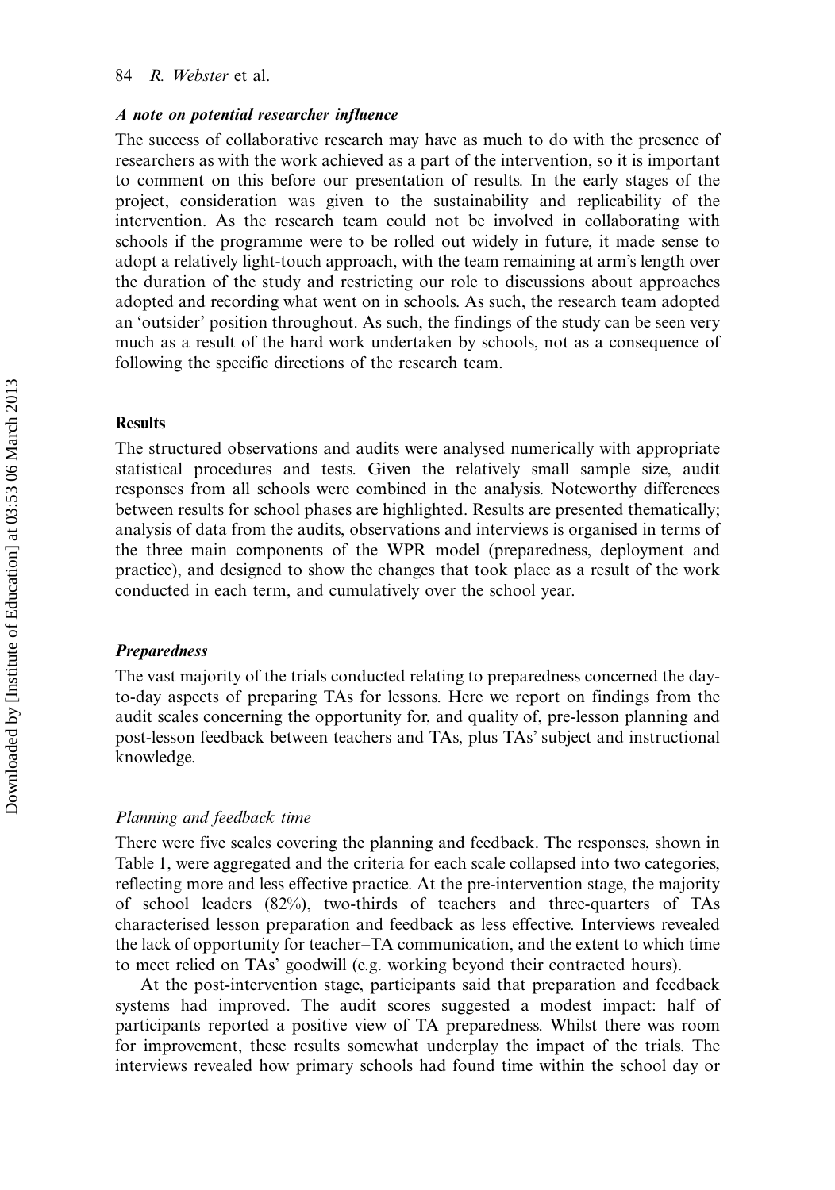### *A note on potential researcher influence*

The success of collaborative research may have as much to do with the presence of researchers as with the work achieved as a part of the intervention, so it is important to comment on this before our presentation of results. In the early stages of the project, consideration was given to the sustainability and replicability of the intervention. As the research team could not be involved in collaborating with schools if the programme were to be rolled out widely in future, it made sense to adopt a relatively light-touch approach, with the team remaining at arm's length over the duration of the study and restricting our role to discussions about approaches adopted and recording what went on in schools. As such, the research team adopted an 'outsider' position throughout. As such, the findings of the study can be seen very much as a result of the hard work undertaken by schools, not as a consequence of following the specific directions of the research team.

## Results

The structured observations and audits were analysed numerically with appropriate statistical procedures and tests. Given the relatively small sample size, audit responses from all schools were combined in the analysis. Noteworthy differences between results for school phases are highlighted. Results are presented thematically; analysis of data from the audits, observations and interviews is organised in terms of the three main components of the WPR model (preparedness, deployment and practice), and designed to show the changes that took place as a result of the work conducted in each term, and cumulatively over the school year.

### *Preparedness*

The vast majority of the trials conducted relating to preparedness concerned the day-to-day aspects of preparing TAs for lessons. Here we report on findings from the audit scales concerning the opportunity for, and quality of, pre-lesson planning and post-lesson feedback between teachers and TAs, plus TAs' subject and instructional knowledge.

#### *Planning and feedback time*

There were five scales covering the planning and feedback. The responses, shown in Table 1, were aggregated and the criteria for each scale collapsed into two categories, reflecting more and less effective practice. At the pre-intervention stage, the majority of school leaders (82%), two-thirds of teachers and three-quarters of TAs characterised lesson preparation and feedback as less effective. Interviews revealed the lack of opportunity for teacher–TA communication, and the extent to which time to meet relied on TAs' goodwill (e.g. working beyond their contracted hours).

At the post-intervention stage, participants said that preparation and feedback systems had improved. The audit scores suggested a modest impact: half of participants reported a positive view of TA preparedness. Whilst there was room for improvement, these results somewhat underplay the impact of the trials. The interviews revealed how primary schools had found time within the school day or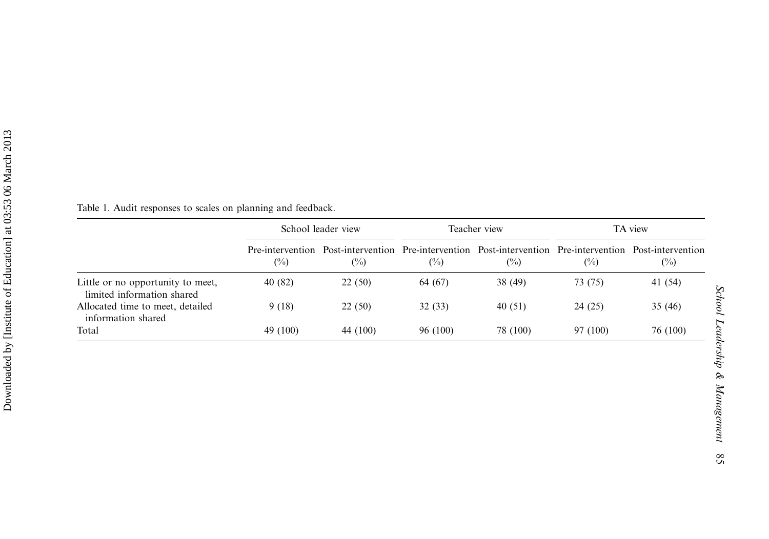Table 1. Audit responses to scales on planning and feedback.

| | School leader view | | Teacher view | | TA view | |
|---|---|---|---|---|---|---|
| | Pre-intervention (%) | Post-intervention (%) | Pre-intervention (%) | Post-intervention (%) | Pre-intervention (%) | Post-intervention (%) |
| Little or no opportunity to meet, limited information shared | 40 (82) | 22 (50) | 64 (67) | 38 (49) | 73 (75) | 41 (54) |
| Allocated time to meet, detailed information shared | 9 (18) | 22 (50) | 32 (33) | 40 (51) | 24 (25) | 35 (46) |
| Total | 49 (100) | 44 (100) | 96 (100) | 78 (100) | 97 (100) | 76 (100) |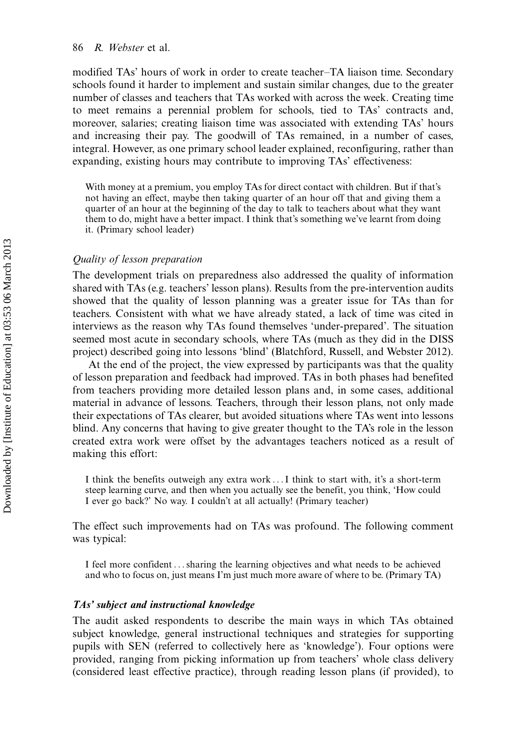modified TAs' hours of work in order to create teacher–TA liaison time. Secondary schools found it harder to implement and sustain similar changes, due to the greater number of classes and teachers that TAs worked with across the week. Creating time to meet remains a perennial problem for schools, tied to TAs' contracts and, moreover, salaries; creating liaison time was associated with extending TAs' hours and increasing their pay. The goodwill of TAs remained, in a number of cases, integral. However, as one primary school leader explained, reconfiguring, rather than expanding, existing hours may contribute to improving TAs' effectiveness:

> With money at a premium, you employ TAs for direct contact with children. But if that's not having an effect, maybe then taking quarter of an hour off that and giving them a quarter of an hour at the beginning of the day to talk to teachers about what they want them to do, might have a better impact. I think that's something we've learnt from doing it. (Primary school leader)

### *Quality of lesson preparation*

The development trials on preparedness also addressed the quality of information shared with TAs (e.g. teachers' lesson plans). Results from the pre-intervention audits showed that the quality of lesson planning was a greater issue for TAs than for teachers. Consistent with what we have already stated, a lack of time was cited in interviews as the reason why TAs found themselves 'under-prepared'. The situation seemed most acute in secondary schools, where TAs (much as they did in the DISS project) described going into lessons 'blind' (Blatchford, Russell, and Webster 2012).

At the end of the project, the view expressed by participants was that the quality of lesson preparation and feedback had improved. TAs in both phases had benefited from teachers providing more detailed lesson plans and, in some cases, additional material in advance of lessons. Teachers, through their lesson plans, not only made their expectations of TAs clearer, but avoided situations where TAs went into lessons blind. Any concerns that having to give greater thought to the TA's role in the lesson created extra work were offset by the advantages teachers noticed as a result of making this effort:

> I think the benefits outweigh any extra work . . . I think to start with, it's a short-term steep learning curve, and then when you actually see the benefit, you think, 'How could I ever go back?' No way. I couldn't at all actually! (Primary teacher)

The effect such improvements had on TAs was profound. The following comment was typical:

> I feel more confident . . . sharing the learning objectives and what needs to be achieved and who to focus on, just means I'm just much more aware of where to be. (Primary TA)

### ***TAs' subject and instructional knowledge***

The audit asked respondents to describe the main ways in which TAs obtained subject knowledge, general instructional techniques and strategies for supporting pupils with SEN (referred to collectively here as 'knowledge'). Four options were provided, ranging from picking information up from teachers' whole class delivery (considered least effective practice), through reading lesson plans (if provided), to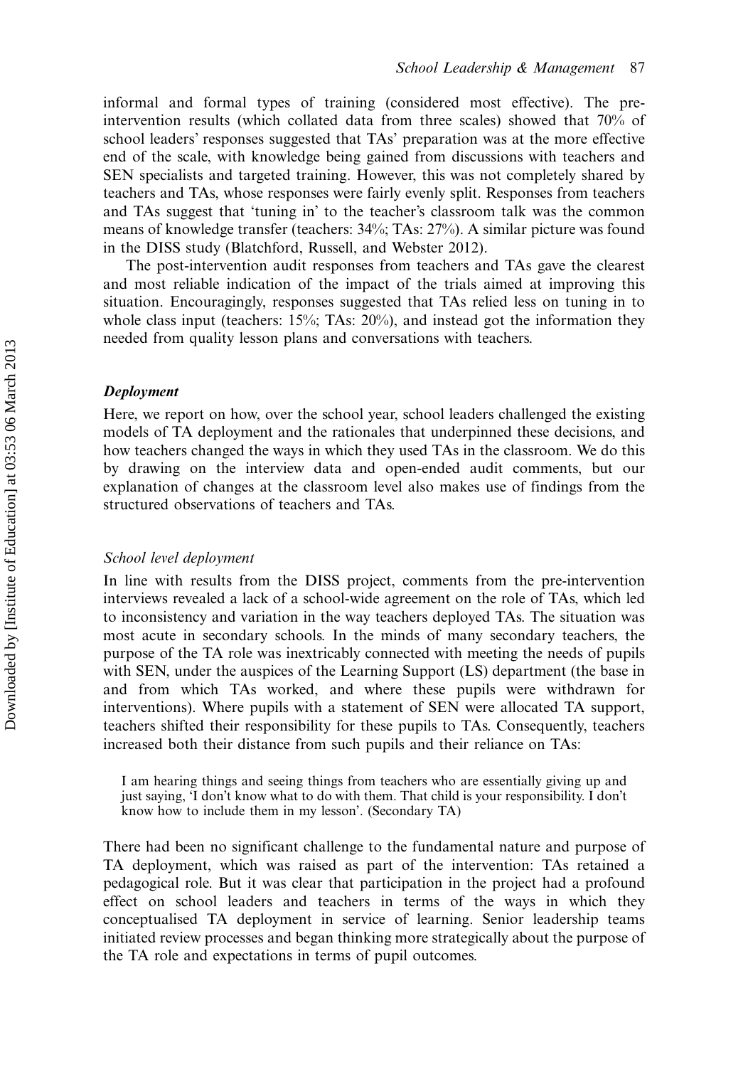informal and formal types of training (considered most effective). The pre-intervention results (which collated data from three scales) showed that 70% of school leaders' responses suggested that TAs' preparation was at the more effective end of the scale, with knowledge being gained from discussions with teachers and SEN specialists and targeted training. However, this was not completely shared by teachers and TAs, whose responses were fairly evenly split. Responses from teachers and TAs suggest that 'tuning in' to the teacher's classroom talk was the common means of knowledge transfer (teachers: 34%; TAs: 27%). A similar picture was found in the DISS study (Blatchford, Russell, and Webster 2012).

The post-intervention audit responses from teachers and TAs gave the clearest and most reliable indication of the impact of the trials aimed at improving this situation. Encouragingly, responses suggested that TAs relied less on tuning in to whole class input (teachers: 15%; TAs: 20%), and instead got the information they needed from quality lesson plans and conversations with teachers.

### Deployment

Here, we report on how, over the school year, school leaders challenged the existing models of TA deployment and the rationales that underpinned these decisions, and how teachers changed the ways in which they used TAs in the classroom. We do this by drawing on the interview data and open-ended audit comments, but our explanation of changes at the classroom level also makes use of findings from the structured observations of teachers and TAs.

#### *School level deployment*

In line with results from the DISS project, comments from the pre-intervention interviews revealed a lack of a school-wide agreement on the role of TAs, which led to inconsistency and variation in the way teachers deployed TAs. The situation was most acute in secondary schools. In the minds of many secondary teachers, the purpose of the TA role was inextricably connected with meeting the needs of pupils with SEN, under the auspices of the Learning Support (LS) department (the base in and from which TAs worked, and where these pupils were withdrawn for interventions). Where pupils with a statement of SEN were allocated TA support, teachers shifted their responsibility for these pupils to TAs. Consequently, teachers increased both their distance from such pupils and their reliance on TAs:

> I am hearing things and seeing things from teachers who are essentially giving up and just saying, 'I don't know what to do with them. That child is your responsibility. I don't know how to include them in my lesson'. (Secondary TA)

There had been no significant challenge to the fundamental nature and purpose of TA deployment, which was raised as part of the intervention: TAs retained a pedagogical role. But it was clear that participation in the project had a profound effect on school leaders and teachers in terms of the ways in which they conceptualised TA deployment in service of learning. Senior leadership teams initiated review processes and began thinking more strategically about the purpose of the TA role and expectations in terms of pupil outcomes.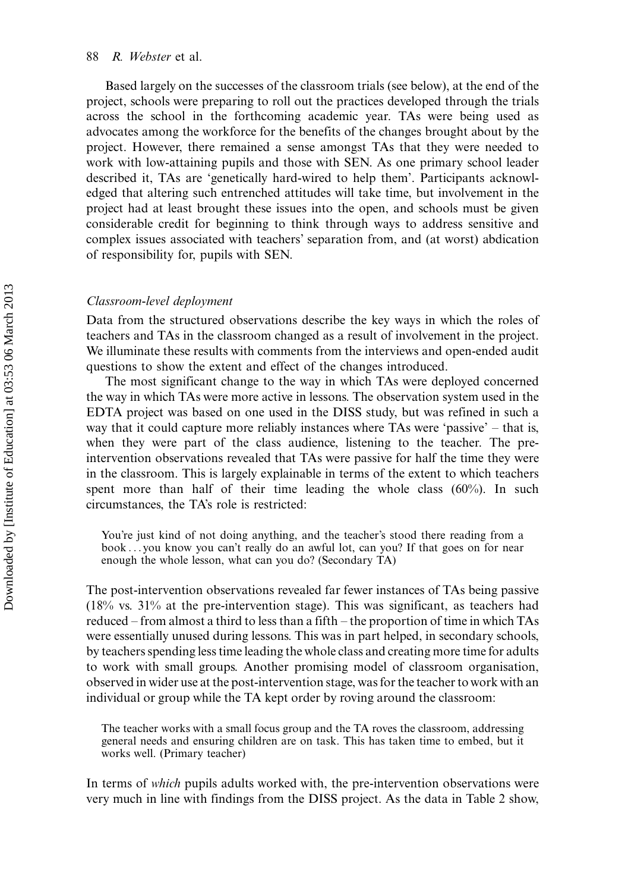Based largely on the successes of the classroom trials (see below), at the end of the project, schools were preparing to roll out the practices developed through the trials across the school in the forthcoming academic year. TAs were being used as advocates among the workforce for the benefits of the changes brought about by the project. However, there remained a sense amongst TAs that they were needed to work with low-attaining pupils and those with SEN. As one primary school leader described it, TAs are 'genetically hard-wired to help them'. Participants acknowledged that altering such entrenched attitudes will take time, but involvement in the project had at least brought these issues into the open, and schools must be given considerable credit for beginning to think through ways to address sensitive and complex issues associated with teachers' separation from, and (at worst) abdication of responsibility for, pupils with SEN.

### *Classroom-level deployment*

Data from the structured observations describe the key ways in which the roles of teachers and TAs in the classroom changed as a result of involvement in the project. We illuminate these results with comments from the interviews and open-ended audit questions to show the extent and effect of the changes introduced.

The most significant change to the way in which TAs were deployed concerned the way in which TAs were more active in lessons. The observation system used in the EDTA project was based on one used in the DISS study, but was refined in such a way that it could capture more reliably instances where TAs were 'passive' – that is, when they were part of the class audience, listening to the teacher. The pre-intervention observations revealed that TAs were passive for half the time they were in the classroom. This is largely explainable in terms of the extent to which teachers spent more than half of their time leading the whole class (60%). In such circumstances, the TA's role is restricted:

> You're just kind of not doing anything, and the teacher's stood there reading from a book ... you know you can't really do an awful lot, can you? If that goes on for near enough the whole lesson, what can you do? (Secondary TA)

The post-intervention observations revealed far fewer instances of TAs being passive (18% vs. 31% at the pre-intervention stage). This was significant, as teachers had reduced – from almost a third to less than a fifth – the proportion of time in which TAs were essentially unused during lessons. This was in part helped, in secondary schools, by teachers spending less time leading the whole class and creating more time for adults to work with small groups. Another promising model of classroom organisation, observed in wider use at the post-intervention stage, was for the teacher to work with an individual or group while the TA kept order by roving around the classroom:

> The teacher works with a small focus group and the TA roves the classroom, addressing general needs and ensuring children are on task. This has taken time to embed, but it works well. (Primary teacher)

In terms of *which* pupils adults worked with, the pre-intervention observations were very much in line with findings from the DISS project. As the data in Table 2 show,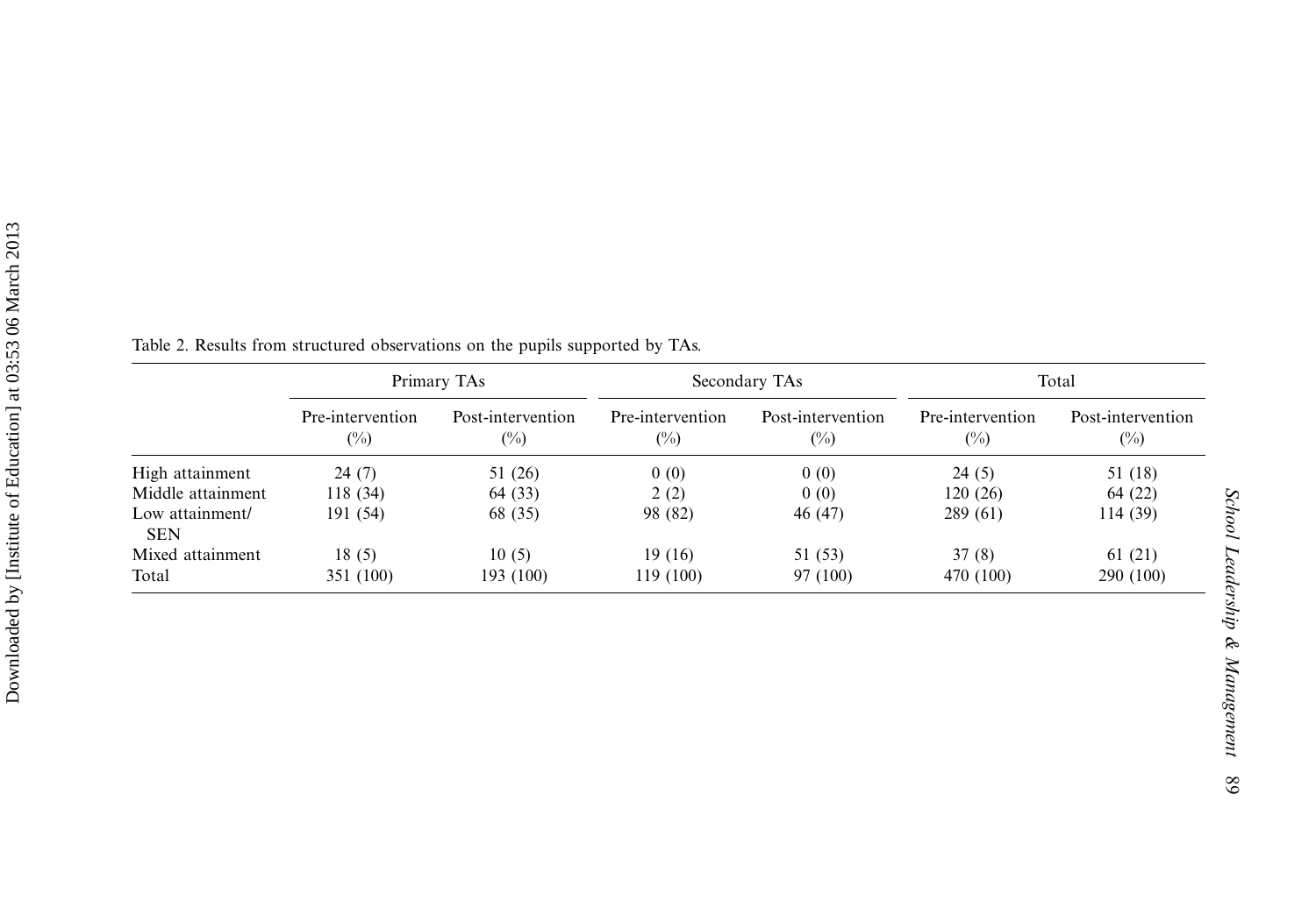Table 2. Results from structured observations on the pupils supported by TAs.

| | Primary TAs | | Secondary TAs | | Total | |
|---|---|---|---|---|---|---|
| | Pre-intervention (%) | Post-intervention (%) | Pre-intervention (%) | Post-intervention (%) | Pre-intervention (%) | Post-intervention (%) |
| High attainment | 24 (7) | 51 (26) | 0 (0) | 0 (0) | 24 (5) | 51 (18) |
| Middle attainment | 118 (34) | 64 (33) | 2 (2) | 0 (0) | 120 (26) | 64 (22) |
| Low attainment/ SEN | 191 (54) | 68 (35) | 98 (82) | 46 (47) | 289 (61) | 114 (39) |
| Mixed attainment | 18 (5) | 10 (5) | 19 (16) | 51 (53) | 37 (8) | 61 (21) |
| Total | 351 (100) | 193 (100) | 119 (100) | 97 (100) | 470 (100) | 290 (100) |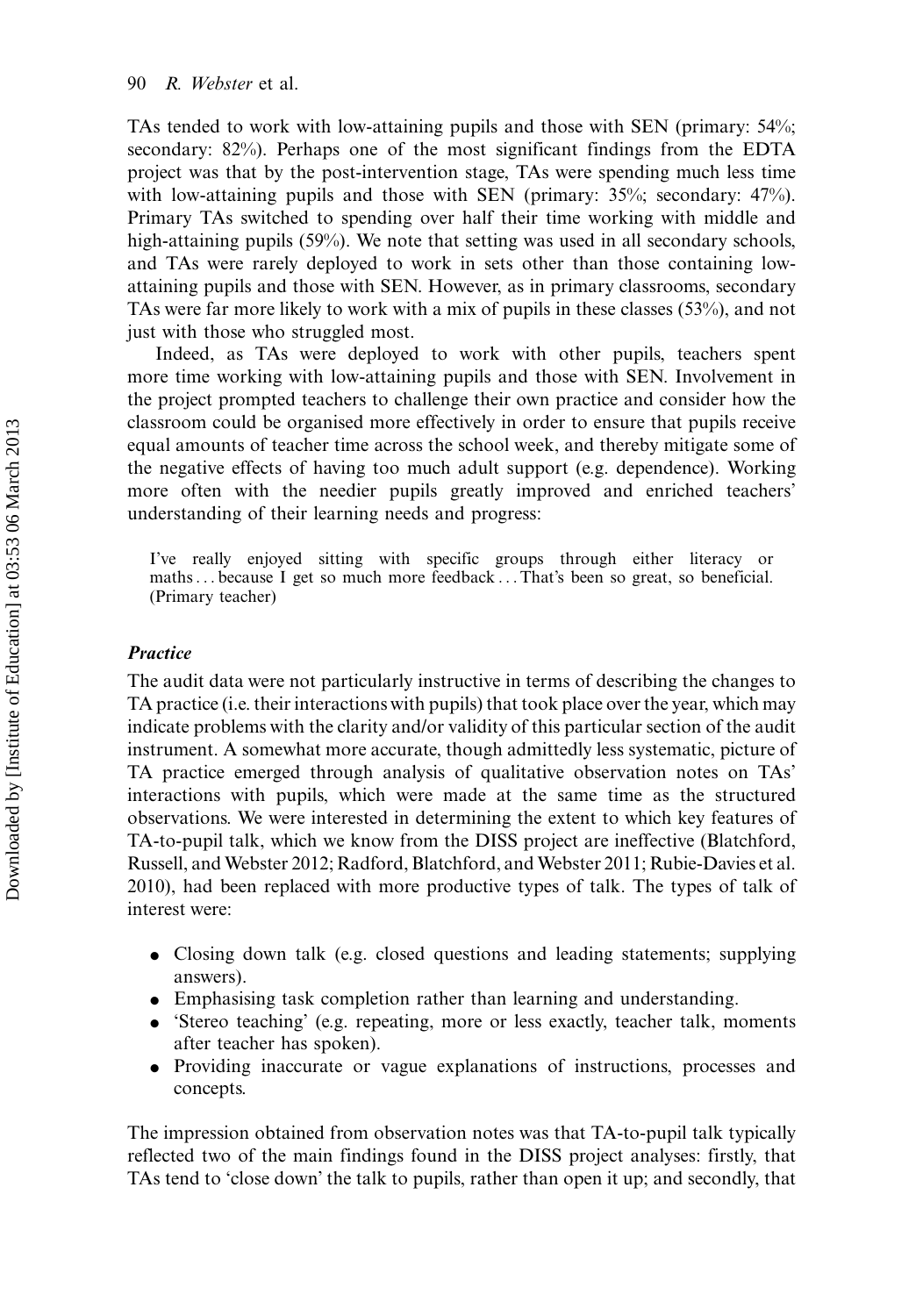TAs tended to work with low-attaining pupils and those with SEN (primary: 54%; secondary: 82%). Perhaps one of the most significant findings from the EDTA project was that by the post-intervention stage, TAs were spending much less time with low-attaining pupils and those with SEN (primary: 35%; secondary: 47%). Primary TAs switched to spending over half their time working with middle and high-attaining pupils (59%). We note that setting was used in all secondary schools, and TAs were rarely deployed to work in sets other than those containing low-attaining pupils and those with SEN. However, as in primary classrooms, secondary TAs were far more likely to work with a mix of pupils in these classes (53%), and not just with those who struggled most.

Indeed, as TAs were deployed to work with other pupils, teachers spent more time working with low-attaining pupils and those with SEN. Involvement in the project prompted teachers to challenge their own practice and consider how the classroom could be organised more effectively in order to ensure that pupils receive equal amounts of teacher time across the school week, and thereby mitigate some of the negative effects of having too much adult support (e.g. dependence). Working more often with the needier pupils greatly improved and enriched teachers' understanding of their learning needs and progress:

> I've really enjoyed sitting with specific groups through either literacy or maths . . . because I get so much more feedback . . . That's been so great, so beneficial. (Primary teacher)

### *Practice*

The audit data were not particularly instructive in terms of describing the changes to TA practice (i.e. their interactions with pupils) that took place over the year, which may indicate problems with the clarity and/or validity of this particular section of the audit instrument. A somewhat more accurate, though admittedly less systematic, picture of TA practice emerged through analysis of qualitative observation notes on TAs' interactions with pupils, which were made at the same time as the structured observations. We were interested in determining the extent to which key features of TA-to-pupil talk, which we know from the DISS project are ineffective (Blatchford, Russell, and Webster 2012; Radford, Blatchford, and Webster 2011; Rubie-Davies et al. 2010), had been replaced with more productive types of talk. The types of talk of interest were:

- Closing down talk (e.g. closed questions and leading statements; supplying answers).
- Emphasising task completion rather than learning and understanding.
- 'Stereo teaching' (e.g. repeating, more or less exactly, teacher talk, moments after teacher has spoken).
- Providing inaccurate or vague explanations of instructions, processes and concepts.

The impression obtained from observation notes was that TA-to-pupil talk typically reflected two of the main findings found in the DISS project analyses: firstly, that TAs tend to 'close down' the talk to pupils, rather than open it up; and secondly, that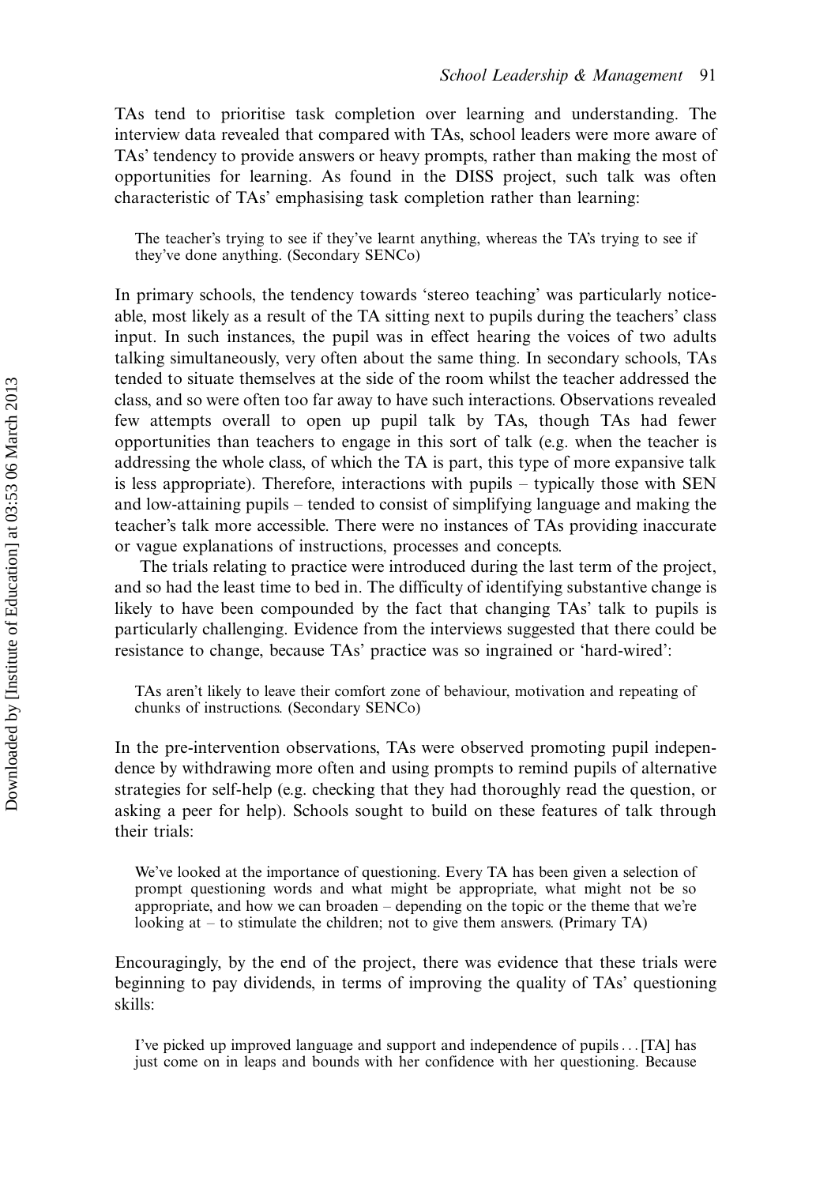TAs tend to prioritise task completion over learning and understanding. The interview data revealed that compared with TAs, school leaders were more aware of TAs' tendency to provide answers or heavy prompts, rather than making the most of opportunities for learning. As found in the DISS project, such talk was often characteristic of TAs' emphasising task completion rather than learning:

> The teacher's trying to see if they've learnt anything, whereas the TA's trying to see if they've done anything. (Secondary SENCo)

In primary schools, the tendency towards 'stereo teaching' was particularly noticeable, most likely as a result of the TA sitting next to pupils during the teachers' class input. In such instances, the pupil was in effect hearing the voices of two adults talking simultaneously, very often about the same thing. In secondary schools, TAs tended to situate themselves at the side of the room whilst the teacher addressed the class, and so were often too far away to have such interactions. Observations revealed few attempts overall to open up pupil talk by TAs, though TAs had fewer opportunities than teachers to engage in this sort of talk (e.g. when the teacher is addressing the whole class, of which the TA is part, this type of more expansive talk is less appropriate). Therefore, interactions with pupils – typically those with SEN and low-attaining pupils – tended to consist of simplifying language and making the teacher's talk more accessible. There were no instances of TAs providing inaccurate or vague explanations of instructions, processes and concepts.

The trials relating to practice were introduced during the last term of the project, and so had the least time to bed in. The difficulty of identifying substantive change is likely to have been compounded by the fact that changing TAs' talk to pupils is particularly challenging. Evidence from the interviews suggested that there could be resistance to change, because TAs' practice was so ingrained or 'hard-wired':

> TAs aren't likely to leave their comfort zone of behaviour, motivation and repeating of chunks of instructions. (Secondary SENCo)

In the pre-intervention observations, TAs were observed promoting pupil independence by withdrawing more often and using prompts to remind pupils of alternative strategies for self-help (e.g. checking that they had thoroughly read the question, or asking a peer for help). Schools sought to build on these features of talk through their trials:

> We've looked at the importance of questioning. Every TA has been given a selection of prompt questioning words and what might be appropriate, what might not be so appropriate, and how we can broaden – depending on the topic or the theme that we're looking at – to stimulate the children; not to give them answers. (Primary TA)

Encouragingly, by the end of the project, there was evidence that these trials were beginning to pay dividends, in terms of improving the quality of TAs' questioning skills:

> I've picked up improved language and support and independence of pupils ... [TA] has just come on in leaps and bounds with her confidence with her questioning. Because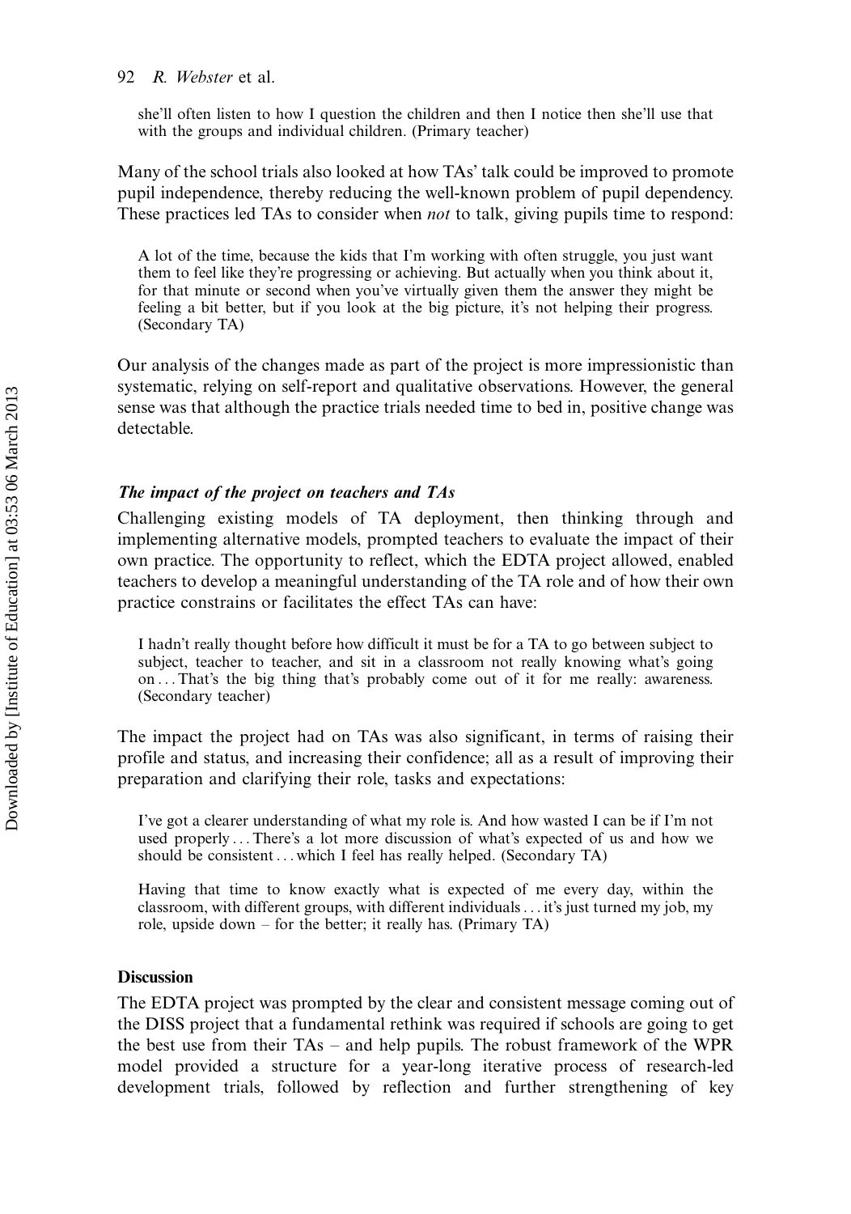> she'll often listen to how I question the children and then I notice then she'll use that with the groups and individual children. (Primary teacher)

Many of the school trials also looked at how TAs' talk could be improved to promote pupil independence, thereby reducing the well-known problem of pupil dependency. These practices led TAs to consider when *not* to talk, giving pupils time to respond:

> A lot of the time, because the kids that I'm working with often struggle, you just want them to feel like they're progressing or achieving. But actually when you think about it, for that minute or second when you've virtually given them the answer they might be feeling a bit better, but if you look at the big picture, it's not helping their progress. (Secondary TA)

Our analysis of the changes made as part of the project is more impressionistic than systematic, relying on self-report and qualitative observations. However, the general sense was that although the practice trials needed time to bed in, positive change was detectable.

### *The impact of the project on teachers and TAs*

Challenging existing models of TA deployment, then thinking through and implementing alternative models, prompted teachers to evaluate the impact of their own practice. The opportunity to reflect, which the EDTA project allowed, enabled teachers to develop a meaningful understanding of the TA role and of how their own practice constrains or facilitates the effect TAs can have:

> I hadn't really thought before how difficult it must be for a TA to go between subject to subject, teacher to teacher, and sit in a classroom not really knowing what's going on ... That's the big thing that's probably come out of it for me really: awareness. (Secondary teacher)

The impact the project had on TAs was also significant, in terms of raising their profile and status, and increasing their confidence; all as a result of improving their preparation and clarifying their role, tasks and expectations:

> I've got a clearer understanding of what my role is. And how wasted I can be if I'm not used properly ... There's a lot more discussion of what's expected of us and how we should be consistent ... which I feel has really helped. (Secondary TA)

> Having that time to know exactly what is expected of me every day, within the classroom, with different groups, with different individuals ... it's just turned my job, my role, upside down – for the better; it really has. (Primary TA)

## Discussion

The EDTA project was prompted by the clear and consistent message coming out of the DISS project that a fundamental rethink was required if schools are going to get the best use from their TAs – and help pupils. The robust framework of the WPR model provided a structure for a year-long iterative process of research-led development trials, followed by reflection and further strengthening of key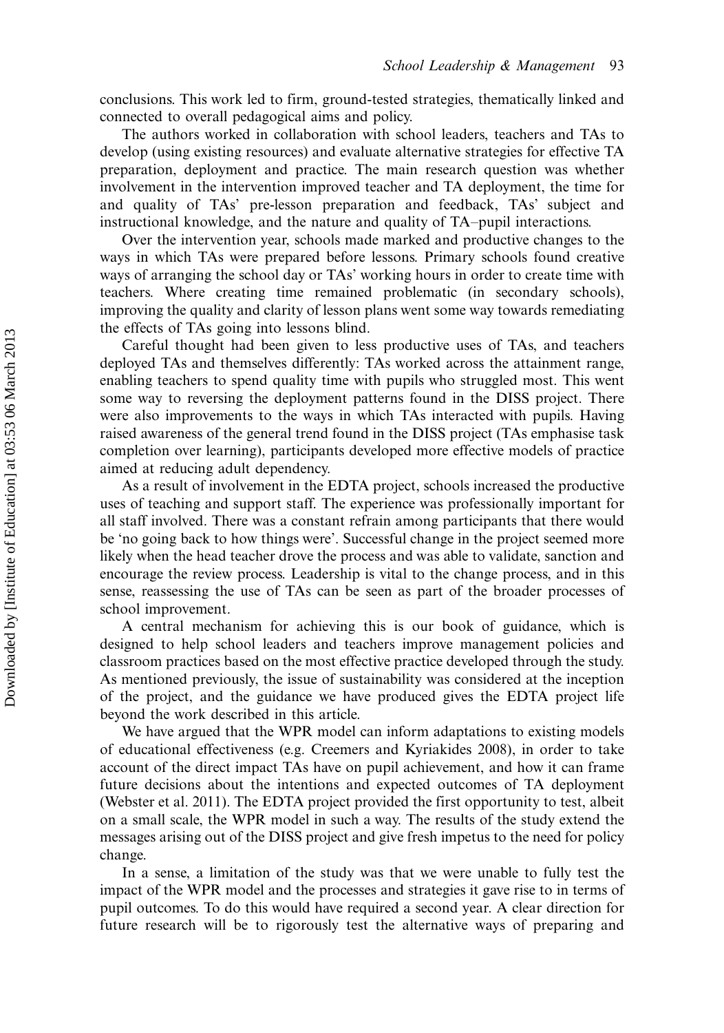conclusions. This work led to firm, ground-tested strategies, thematically linked and connected to overall pedagogical aims and policy.

The authors worked in collaboration with school leaders, teachers and TAs to develop (using existing resources) and evaluate alternative strategies for effective TA preparation, deployment and practice. The main research question was whether involvement in the intervention improved teacher and TA deployment, the time for and quality of TAs' pre-lesson preparation and feedback, TAs' subject and instructional knowledge, and the nature and quality of TA–pupil interactions.

Over the intervention year, schools made marked and productive changes to the ways in which TAs were prepared before lessons. Primary schools found creative ways of arranging the school day or TAs' working hours in order to create time with teachers. Where creating time remained problematic (in secondary schools), improving the quality and clarity of lesson plans went some way towards remediating the effects of TAs going into lessons blind.

Careful thought had been given to less productive uses of TAs, and teachers deployed TAs and themselves differently: TAs worked across the attainment range, enabling teachers to spend quality time with pupils who struggled most. This went some way to reversing the deployment patterns found in the DISS project. There were also improvements to the ways in which TAs interacted with pupils. Having raised awareness of the general trend found in the DISS project (TAs emphasise task completion over learning), participants developed more effective models of practice aimed at reducing adult dependency.

As a result of involvement in the EDTA project, schools increased the productive uses of teaching and support staff. The experience was professionally important for all staff involved. There was a constant refrain among participants that there would be 'no going back to how things were'. Successful change in the project seemed more likely when the head teacher drove the process and was able to validate, sanction and encourage the review process. Leadership is vital to the change process, and in this sense, reassessing the use of TAs can be seen as part of the broader processes of school improvement.

A central mechanism for achieving this is our book of guidance, which is designed to help school leaders and teachers improve management policies and classroom practices based on the most effective practice developed through the study. As mentioned previously, the issue of sustainability was considered at the inception of the project, and the guidance we have produced gives the EDTA project life beyond the work described in this article.

We have argued that the WPR model can inform adaptations to existing models of educational effectiveness (e.g. Creemers and Kyriakides 2008), in order to take account of the direct impact TAs have on pupil achievement, and how it can frame future decisions about the intentions and expected outcomes of TA deployment (Webster et al. 2011). The EDTA project provided the first opportunity to test, albeit on a small scale, the WPR model in such a way. The results of the study extend the messages arising out of the DISS project and give fresh impetus to the need for policy change.

In a sense, a limitation of the study was that we were unable to fully test the impact of the WPR model and the processes and strategies it gave rise to in terms of pupil outcomes. To do this would have required a second year. A clear direction for future research will be to rigorously test the alternative ways of preparing and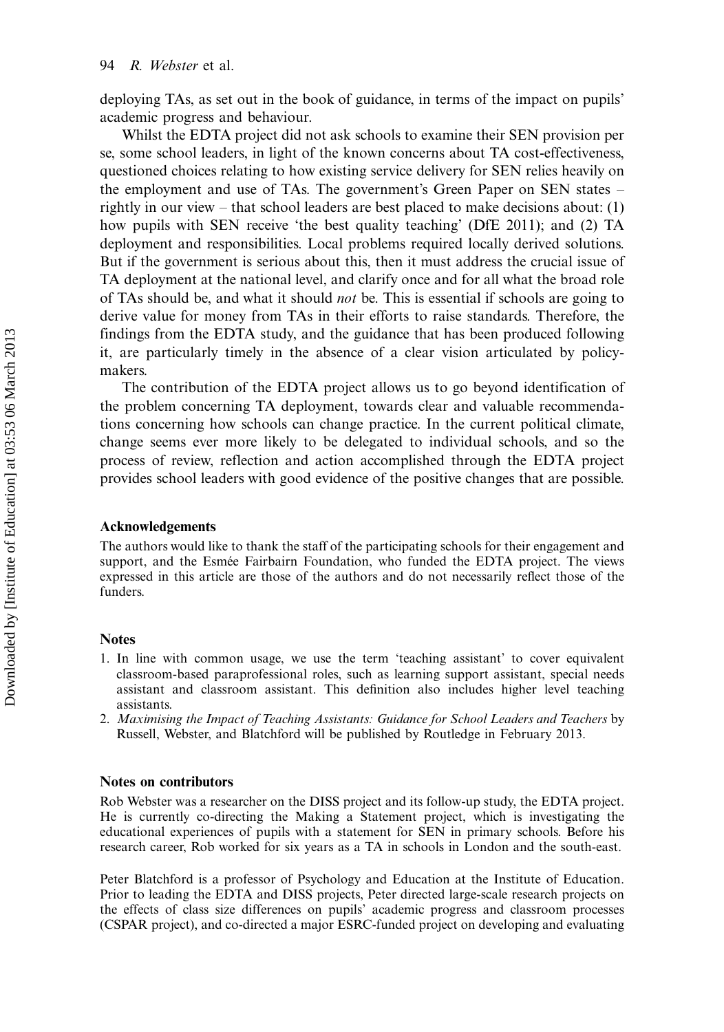deploying TAs, as set out in the book of guidance, in terms of the impact on pupils' academic progress and behaviour.

Whilst the EDTA project did not ask schools to examine their SEN provision per se, some school leaders, in light of the known concerns about TA cost-effectiveness, questioned choices relating to how existing service delivery for SEN relies heavily on the employment and use of TAs. The government's Green Paper on SEN states – rightly in our view – that school leaders are best placed to make decisions about: (1) how pupils with SEN receive 'the best quality teaching' (DfE 2011); and (2) TA deployment and responsibilities. Local problems required locally derived solutions. But if the government is serious about this, then it must address the crucial issue of TA deployment at the national level, and clarify once and for all what the broad role of TAs should be, and what it should *not* be. This is essential if schools are going to derive value for money from TAs in their efforts to raise standards. Therefore, the findings from the EDTA study, and the guidance that has been produced following it, are particularly timely in the absence of a clear vision articulated by policy-makers.

The contribution of the EDTA project allows us to go beyond identification of the problem concerning TA deployment, towards clear and valuable recommendations concerning how schools can change practice. In the current political climate, change seems ever more likely to be delegated to individual schools, and so the process of review, reflection and action accomplished through the EDTA project provides school leaders with good evidence of the positive changes that are possible.

## Acknowledgements

The authors would like to thank the staff of the participating schools for their engagement and support, and the Esmée Fairbairn Foundation, who funded the EDTA project. The views expressed in this article are those of the authors and do not necessarily reflect those of the funders.

## Notes

1. In line with common usage, we use the term 'teaching assistant' to cover equivalent classroom-based paraprofessional roles, such as learning support assistant, special needs assistant and classroom assistant. This definition also includes higher level teaching assistants.
2. *Maximising the Impact of Teaching Assistants: Guidance for School Leaders and Teachers* by Russell, Webster, and Blatchford will be published by Routledge in February 2013.

## Notes on contributors

Rob Webster was a researcher on the DISS project and its follow-up study, the EDTA project. He is currently co-directing the Making a Statement project, which is investigating the educational experiences of pupils with a statement for SEN in primary schools. Before his research career, Rob worked for six years as a TA in schools in London and the south-east.

Peter Blatchford is a professor of Psychology and Education at the Institute of Education. Prior to leading the EDTA and DISS projects, Peter directed large-scale research projects on the effects of class size differences on pupils' academic progress and classroom processes (CSPAR project), and co-directed a major ESRC-funded project on developing and evaluating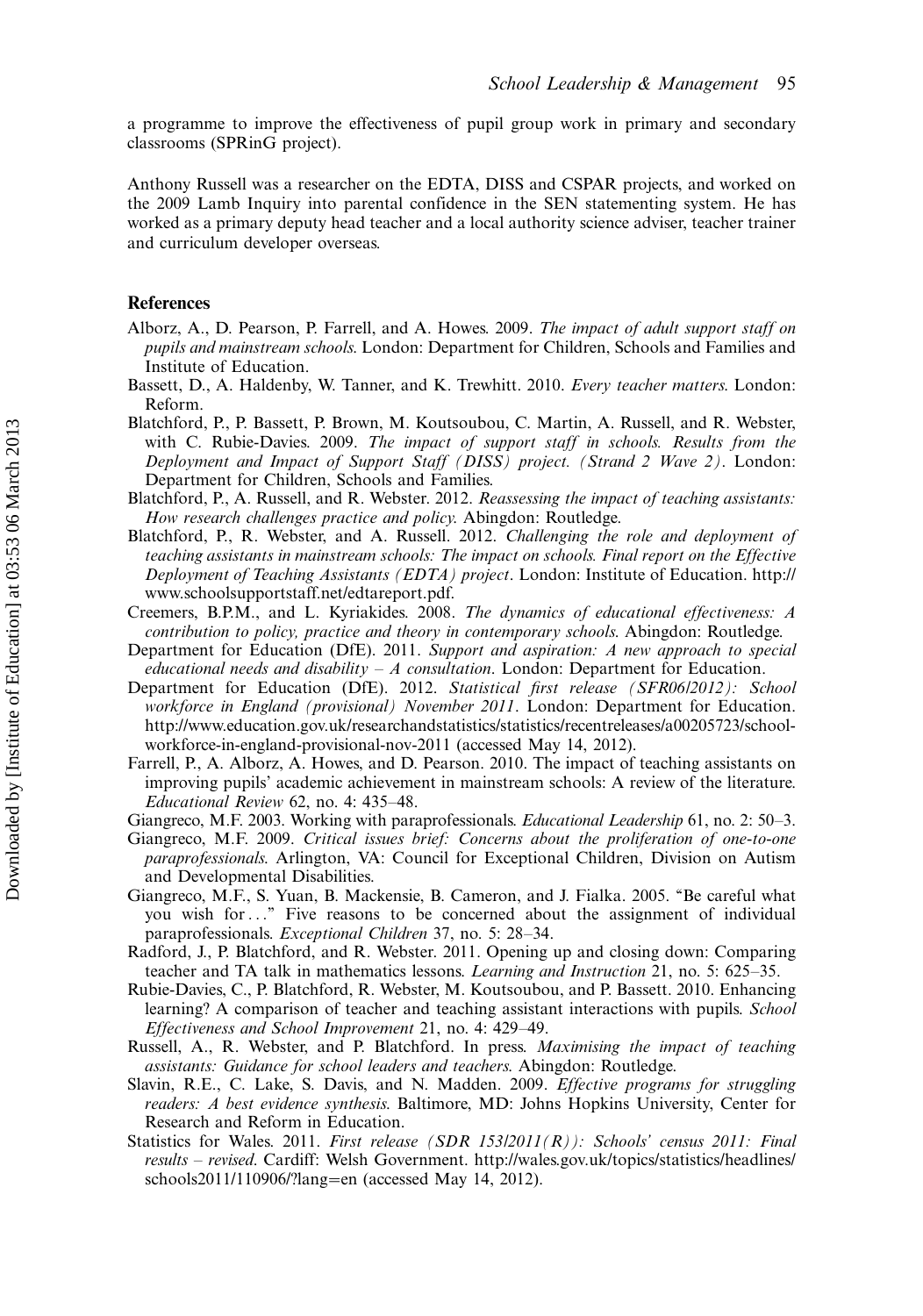a programme to improve the effectiveness of pupil group work in primary and secondary classrooms (SPRinG project).

Anthony Russell was a researcher on the EDTA, DISS and CSPAR projects, and worked on the 2009 Lamb Inquiry into parental confidence in the SEN statementing system. He has worked as a primary deputy head teacher and a local authority science adviser, teacher trainer and curriculum developer overseas.

## References

Alborz, A., D. Pearson, P. Farrell, and A. Howes. 2009. *The impact of adult support staff on pupils and mainstream schools.* London: Department for Children, Schools and Families and Institute of Education.

Bassett, D., A. Haldenby, W. Tanner, and K. Trewhitt. 2010. *Every teacher matters.* London: Reform.

Blatchford, P., P. Bassett, P. Brown, M. Koutsoubou, C. Martin, A. Russell, and R. Webster, with C. Rubie-Davies. 2009. *The impact of support staff in schools. Results from the Deployment and Impact of Support Staff (DISS) project. (Strand 2 Wave 2).* London: Department for Children, Schools and Families.

Blatchford, P., A. Russell, and R. Webster. 2012. *Reassessing the impact of teaching assistants: How research challenges practice and policy.* Abingdon: Routledge.

Blatchford, P., R. Webster, and A. Russell. 2012. *Challenging the role and deployment of teaching assistants in mainstream schools: The impact on schools. Final report on the Effective Deployment of Teaching Assistants (EDTA) project.* London: Institute of Education. http://www.schoolsupportstaff.net/edtareport.pdf.

Creemers, B.P.M., and L. Kyriakides. 2008. *The dynamics of educational effectiveness: A contribution to policy, practice and theory in contemporary schools.* Abingdon: Routledge.

Department for Education (DfE). 2011. *Support and aspiration: A new approach to special educational needs and disability – A consultation.* London: Department for Education.

Department for Education (DfE). 2012. *Statistical first release (SFR06/2012): School workforce in England (provisional) November 2011.* London: Department for Education. http://www.education.gov.uk/researchandstatistics/statistics/recentreleases/a00205723/school-workforce-in-england-provisional-nov-2011 (accessed May 14, 2012).

Farrell, P., A. Alborz, A. Howes, and D. Pearson. 2010. The impact of teaching assistants on improving pupils' academic achievement in mainstream schools: A review of the literature. *Educational Review* 62, no. 4: 435–48.

Giangreco, M.F. 2003. Working with paraprofessionals. *Educational Leadership* 61, no. 2: 50–3.

Giangreco, M.F. 2009. *Critical issues brief: Concerns about the proliferation of one-to-one paraprofessionals.* Arlington, VA: Council for Exceptional Children, Division on Autism and Developmental Disabilities.

Giangreco, M.F., S. Yuan, B. Mackensie, B. Cameron, and J. Fialka. 2005. "Be careful what you wish for..." Five reasons to be concerned about the assignment of individual paraprofessionals. *Exceptional Children* 37, no. 5: 28–34.

Radford, J., P. Blatchford, and R. Webster. 2011. Opening up and closing down: Comparing teacher and TA talk in mathematics lessons. *Learning and Instruction* 21, no. 5: 625–35.

Rubie-Davies, C., P. Blatchford, R. Webster, M. Koutsoubou, and P. Bassett. 2010. Enhancing learning? A comparison of teacher and teaching assistant interactions with pupils. *School Effectiveness and School Improvement* 21, no. 4: 429–49.

Russell, A., R. Webster, and P. Blatchford. In press. *Maximising the impact of teaching assistants: Guidance for school leaders and teachers.* Abingdon: Routledge.

Slavin, R.E., C. Lake, S. Davis, and N. Madden. 2009. *Effective programs for struggling readers: A best evidence synthesis.* Baltimore, MD: Johns Hopkins University, Center for Research and Reform in Education.

Statistics for Wales. 2011. *First release (SDR 153/2011(R)): Schools' census 2011: Final results – revised.* Cardiff: Welsh Government. http://wales.gov.uk/topics/statistics/headlines/schools2011/110906/?lang=en (accessed May 14, 2012).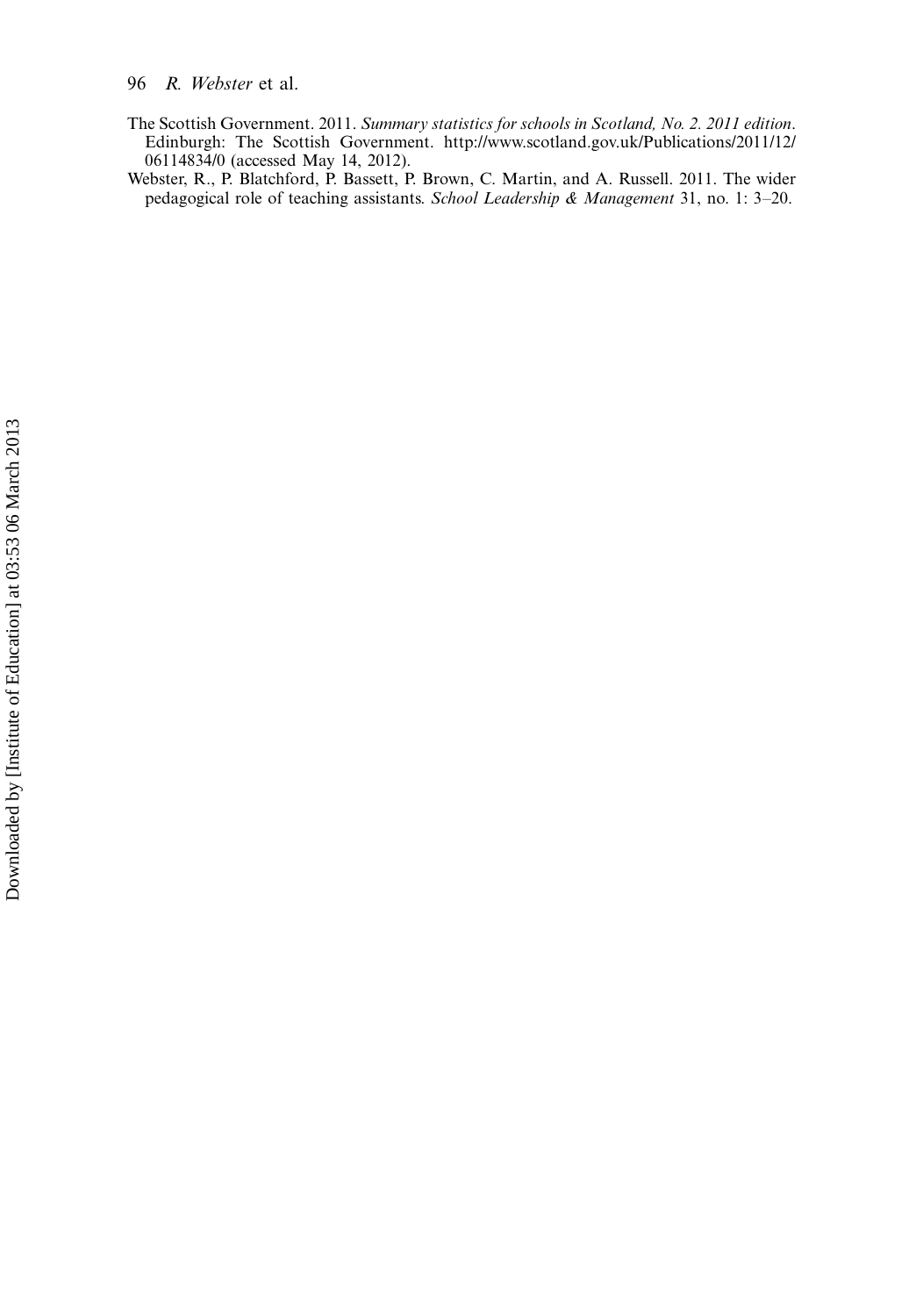The Scottish Government. 2011. *Summary statistics for schools in Scotland, No. 2. 2011 edition*. Edinburgh: The Scottish Government. http://www.scotland.gov.uk/Publications/2011/12/06114834/0 (accessed May 14, 2012).

Webster, R., P. Blatchford, P. Bassett, P. Brown, C. Martin, and A. Russell. 2011. The wider pedagogical role of teaching assistants. *School Leadership & Management* 31, no. 1: 3–20.